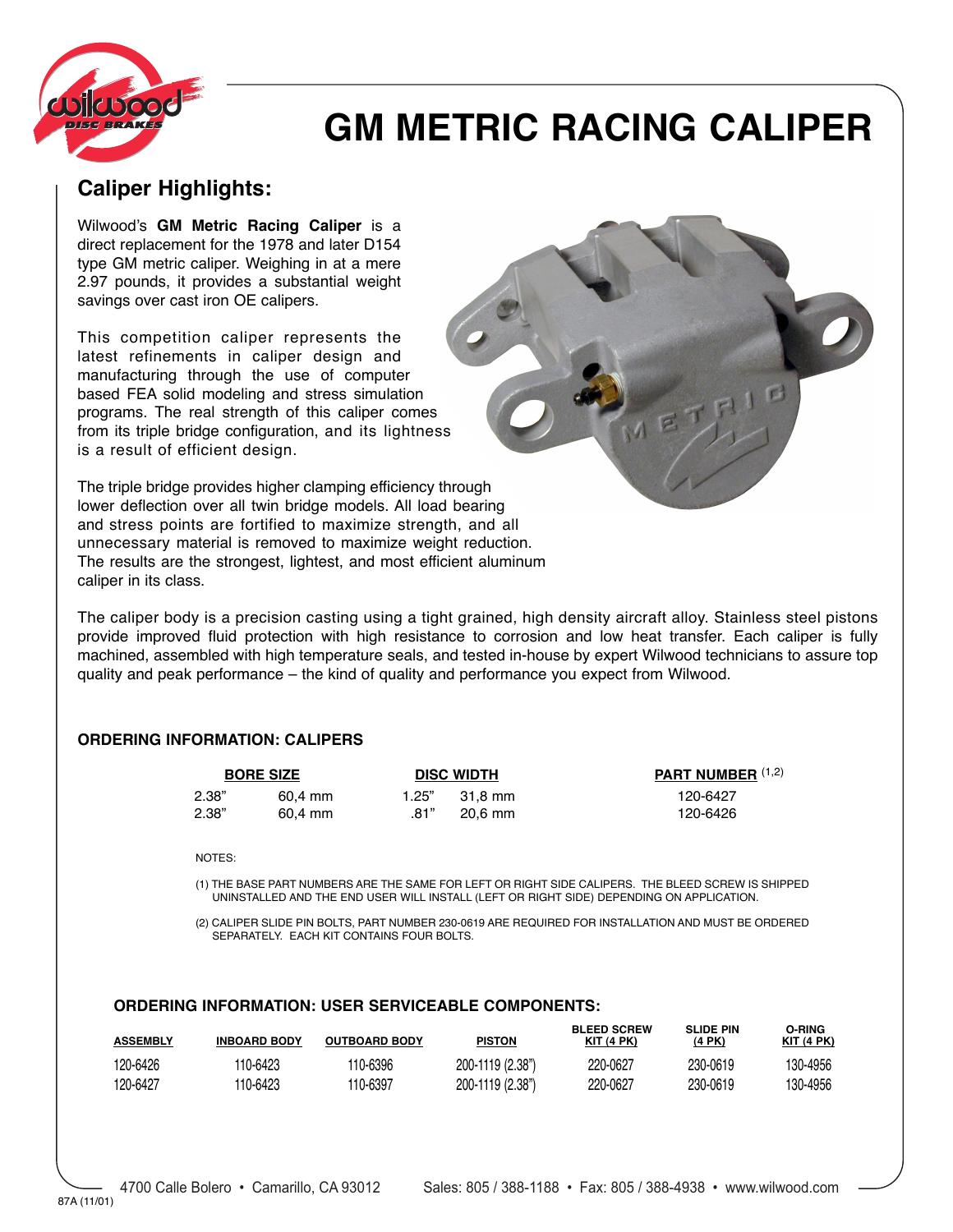# GM METRIC RACING CALIPER

## Caliper Highlights:

Wilwood's **GM Metric Racing Caliper** is a direct replacement for the 1978 and later D154 type GM metric caliper. Weighing in at a mere 2.97 pounds, it provides a substantial weight savings over cast iron OE calipers.

This competition caliper represents the latest refinements in caliper design and manufacturing through the use of computer based FEA solid modeling and stress simulation programs. The real strength of this caliper comes from its triple bridge configuration, and its lightness is a result of efficient design.

The triple bridge provides higher clamping efficiency through lower deflection over all twin bridge models. All load bearing and stress points are fortified to maximize strength, and all unnecessary material is removed to maximize weight reduction. The results are the strongest, lightest, and most efficient aluminum caliper in its class.

The caliper body is a precision casting using a tight grained, high density aircraft alloy. Stainless steel pistons provide improved fluid protection with high resistance to corrosion and low heat transfer. Each caliper is fully machined, assembled with high temperature seals, and tested in-house by expert Wilwood technicians to assure top quality and peak performance – the kind of quality and performance you expect from Wilwood.

### ORDERING INFORMATION: CALIPERS

| BORE SIZE | | DISC WIDTH | | PART NUMBER (1,2) |
|---|---|---|---|---|
| 2.38" | 60,4 mm | 1.25" | 31,8 mm | 120-6427 |
| 2.38" | 60,4 mm | .81" | 20,6 mm | 120-6426 |

NOTES:

(1) THE BASE PART NUMBERS ARE THE SAME FOR LEFT OR RIGHT SIDE CALIPERS. THE BLEED SCREW IS SHIPPED UNINSTALLED AND THE END USER WILL INSTALL (LEFT OR RIGHT SIDE) DEPENDING ON APPLICATION.

(2) CALIPER SLIDE PIN BOLTS, PART NUMBER 230-0619 ARE REQUIRED FOR INSTALLATION AND MUST BE ORDERED SEPARATELY. EACH KIT CONTAINS FOUR BOLTS.

### ORDERING INFORMATION: USER SERVICEABLE COMPONENTS:

| ASSEMBLY | INBOARD BODY | OUTBOARD BODY | PISTON | BLEED SCREW KIT (4 PK) | SLIDE PIN (4 PK) | O-RING KIT (4 PK) |
|---|---|---|---|---|---|---|
| 120-6426 | 110-6423 | 110-6396 | 200-1119 (2.38") | 220-0627 | 230-0619 | 130-4956 |
| 120-6427 | 110-6423 | 110-6397 | 200-1119 (2.38") | 220-0627 | 230-0619 | 130-4956 |

4700 Calle Bolero • Camarillo, CA 93012 Sales: 805 / 388-1188 • Fax: 805 / 388-4938 • www.wilwood.com

87A (11/01)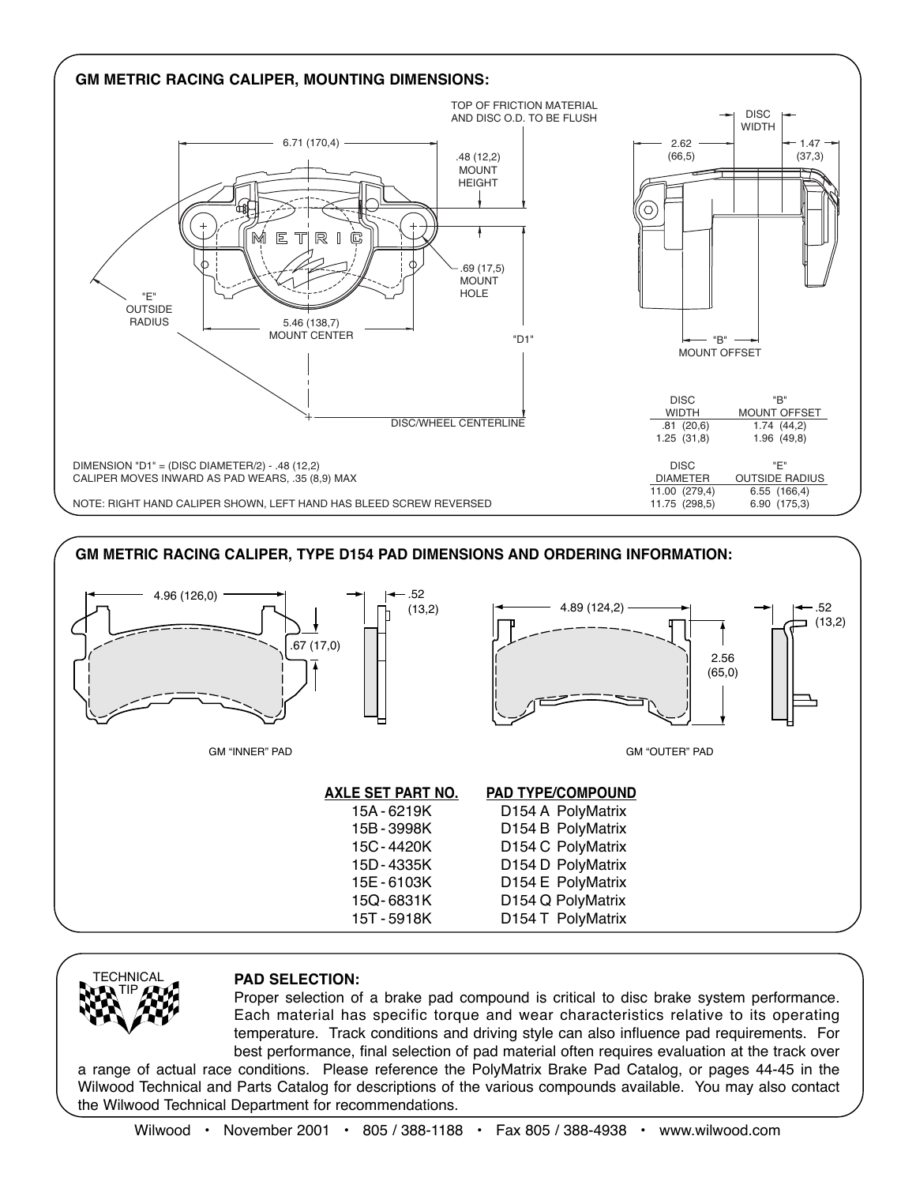## GM METRIC RACING CALIPER, MOUNTING DIMENSIONS:

TOP OF FRICTION MATERIAL AND DISC O.D. TO BE FLUSH

6.71 (170,4)

.48 (12,2) MOUNT HEIGHT

.69 (17,5) MOUNT HOLE

5.46 (138,7) MOUNT CENTER

"E" OUTSIDE RADIUS

"D1"

DISC/WHEEL CENTERLINE

DISC WIDTH

2.62 (66,5)

1.47 (37,3)

"B" MOUNT OFFSET

| DISC WIDTH | "B" MOUNT OFFSET |
|---|---|
| .81 (20,6) | 1.74 (44,2) |
| 1.25 (31,8) | 1.96 (49,8) |

| DISC DIAMETER | "E" OUTSIDE RADIUS |
|---|---|
| 11.00 (279,4) | 6.55 (166,4) |
| 11.75 (298,5) | 6.90 (175,3) |

DIMENSION "D1" = (DISC DIAMETER/2) - .48 (12,2)

CALIPER MOVES INWARD AS PAD WEARS, .35 (8,9) MAX

NOTE: RIGHT HAND CALIPER SHOWN, LEFT HAND HAS BLEED SCREW REVERSED

## GM METRIC RACING CALIPER, TYPE D154 PAD DIMENSIONS AND ORDERING INFORMATION:

4.96 (126,0)

.67 (17,0)

.52 (13,2)

GM "INNER" PAD

4.89 (124,2)

2.56 (65,0)

.52 (13,2)

GM "OUTER" PAD

| AXLE SET PART NO. | PAD TYPE/COMPOUND |
|---|---|
| 15A - 6219K | D154 A PolyMatrix |
| 15B - 3998K | D154 B PolyMatrix |
| 15C - 4420K | D154 C PolyMatrix |
| 15D - 4335K | D154 D PolyMatrix |
| 15E - 6103K | D154 E PolyMatrix |
| 15Q - 6831K | D154 Q PolyMatrix |
| 15T - 5918K | D154 T PolyMatrix |

TECHNICAL TIP

**PAD SELECTION:**

Proper selection of a brake pad compound is critical to disc brake system performance. Each material has specific torque and wear characteristics relative to its operating temperature. Track conditions and driving style can also influence pad requirements. For best performance, final selection of pad material often requires evaluation at the track over a range of actual race conditions. Please reference the PolyMatrix Brake Pad Catalog, or pages 44-45 in the Wilwood Technical and Parts Catalog for descriptions of the various compounds available. You may also contact the Wilwood Technical Department for recommendations.

Wilwood • November 2001 • 805 / 388-1188 • Fax 805 / 388-4938 • www.wilwood.com